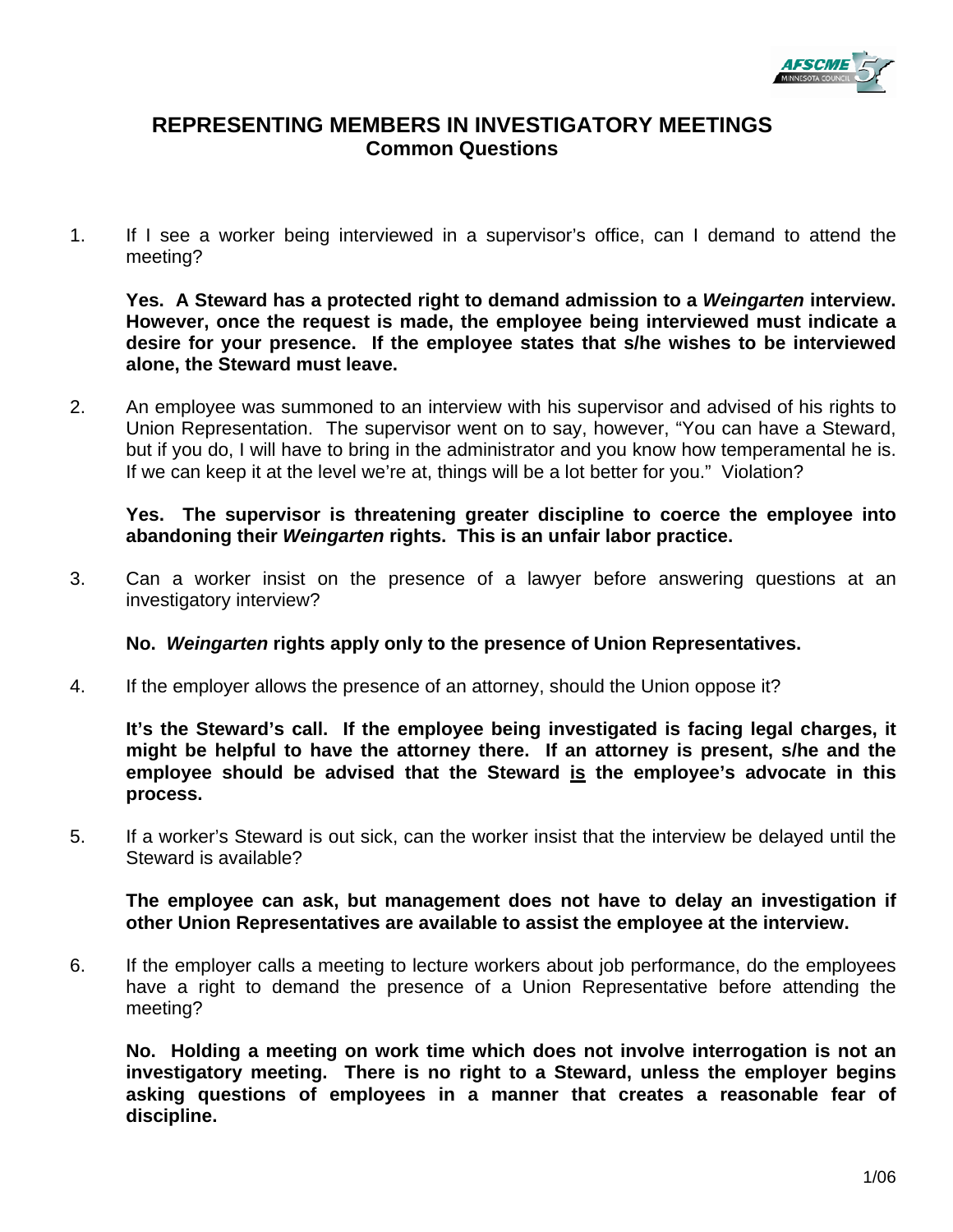# REPRESENTING MEMBERS IN INVESTIGATORY MEETINGS
## Common Questions

1. If I see a worker being interviewed in a supervisor's office, can I demand to attend the meeting?

   **Yes. A Steward has a protected right to demand admission to a *Weingarten* interview. However, once the request is made, the employee being interviewed must indicate a desire for your presence. If the employee states that s/he wishes to be interviewed alone, the Steward must leave.**

2. An employee was summoned to an interview with his supervisor and advised of his rights to Union Representation. The supervisor went on to say, however, "You can have a Steward, but if you do, I will have to bring in the administrator and you know how temperamental he is. If we can keep it at the level we're at, things will be a lot better for you." Violation?

   **Yes. The supervisor is threatening greater discipline to coerce the employee into abandoning their *Weingarten* rights. This is an unfair labor practice.**

3. Can a worker insist on the presence of a lawyer before answering questions at an investigatory interview?

   **No. *Weingarten* rights apply only to the presence of Union Representatives.**

4. If the employer allows the presence of an attorney, should the Union oppose it?

   **It's the Steward's call. If the employee being investigated is facing legal charges, it might be helpful to have the attorney there. If an attorney is present, s/he and the employee should be advised that the Steward <u>is</u> the employee's advocate in this process.**

5. If a worker's Steward is out sick, can the worker insist that the interview be delayed until the Steward is available?

   **The employee can ask, but management does not have to delay an investigation if other Union Representatives are available to assist the employee at the interview.**

6. If the employer calls a meeting to lecture workers about job performance, do the employees have a right to demand the presence of a Union Representative before attending the meeting?

   **No. Holding a meeting on work time which does not involve interrogation is not an investigatory meeting. There is no right to a Steward, unless the employer begins asking questions of employees in a manner that creates a reasonable fear of discipline.**

1/06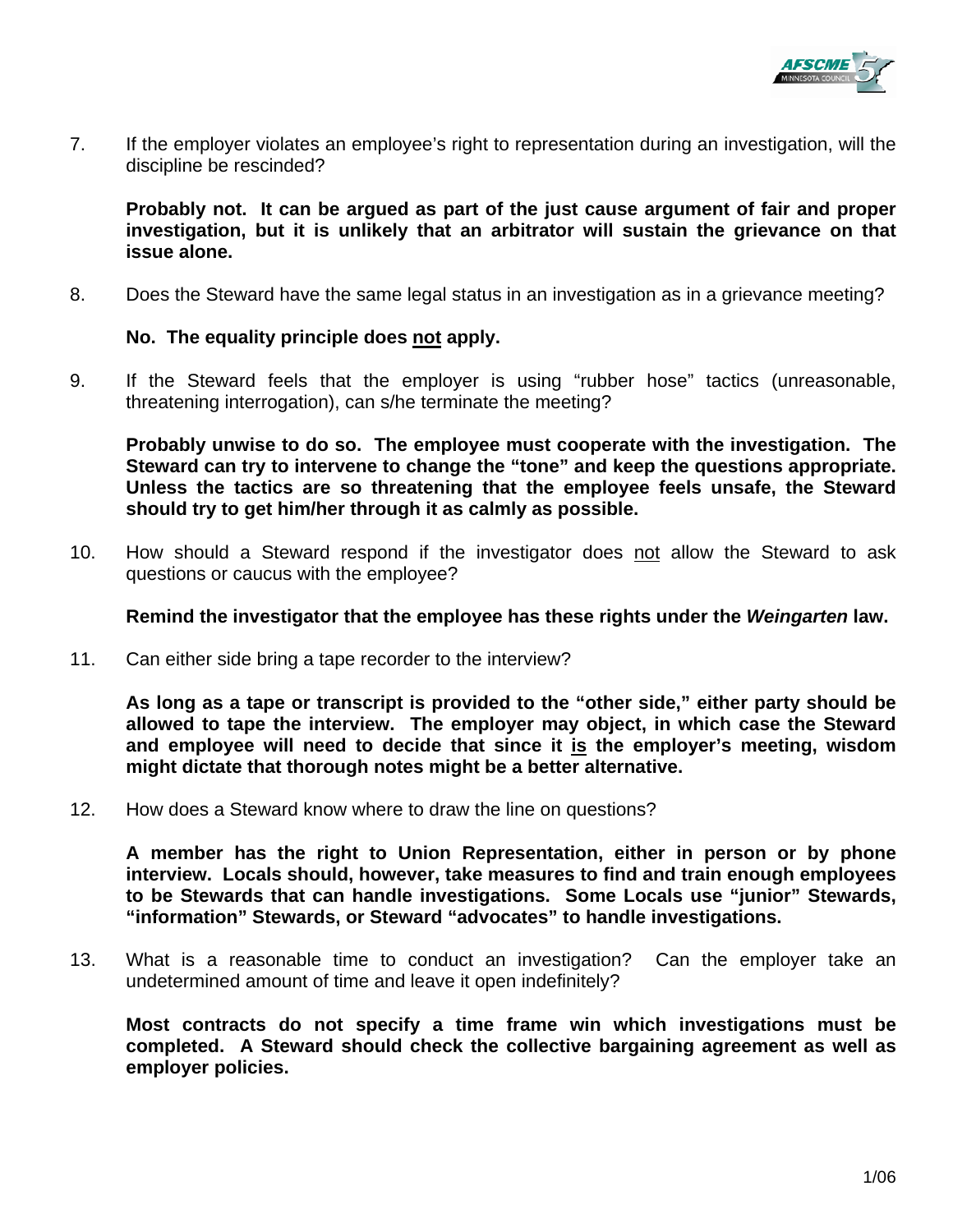7. If the employer violates an employee's right to representation during an investigation, will the discipline be rescinded?

   **Probably not. It can be argued as part of the just cause argument of fair and proper investigation, but it is unlikely that an arbitrator will sustain the grievance on that issue alone.**

8. Does the Steward have the same legal status in an investigation as in a grievance meeting?

   **No. The equality principle does <u>not</u> apply.**

9. If the Steward feels that the employer is using "rubber hose" tactics (unreasonable, threatening interrogation), can s/he terminate the meeting?

   **Probably unwise to do so. The employee must cooperate with the investigation. The Steward can try to intervene to change the "tone" and keep the questions appropriate. Unless the tactics are so threatening that the employee feels unsafe, the Steward should try to get him/her through it as calmly as possible.**

10. How should a Steward respond if the investigator does <u>not</u> allow the Steward to ask questions or caucus with the employee?

    **Remind the investigator that the employee has these rights under the *Weingarten* law.**

11. Can either side bring a tape recorder to the interview?

    **As long as a tape or transcript is provided to the "other side," either party should be allowed to tape the interview. The employer may object, in which case the Steward and employee will need to decide that since it <u>is</u> the employer's meeting, wisdom might dictate that thorough notes might be a better alternative.**

12. How does a Steward know where to draw the line on questions?

    **A member has the right to Union Representation, either in person or by phone interview. Locals should, however, take measures to find and train enough employees to be Stewards that can handle investigations. Some Locals use "junior" Stewards, "information" Stewards, or Steward "advocates" to handle investigations.**

13. What is a reasonable time to conduct an investigation? Can the employer take an undetermined amount of time and leave it open indefinitely?

    **Most contracts do not specify a time frame win which investigations must be completed. A Steward should check the collective bargaining agreement as well as employer policies.**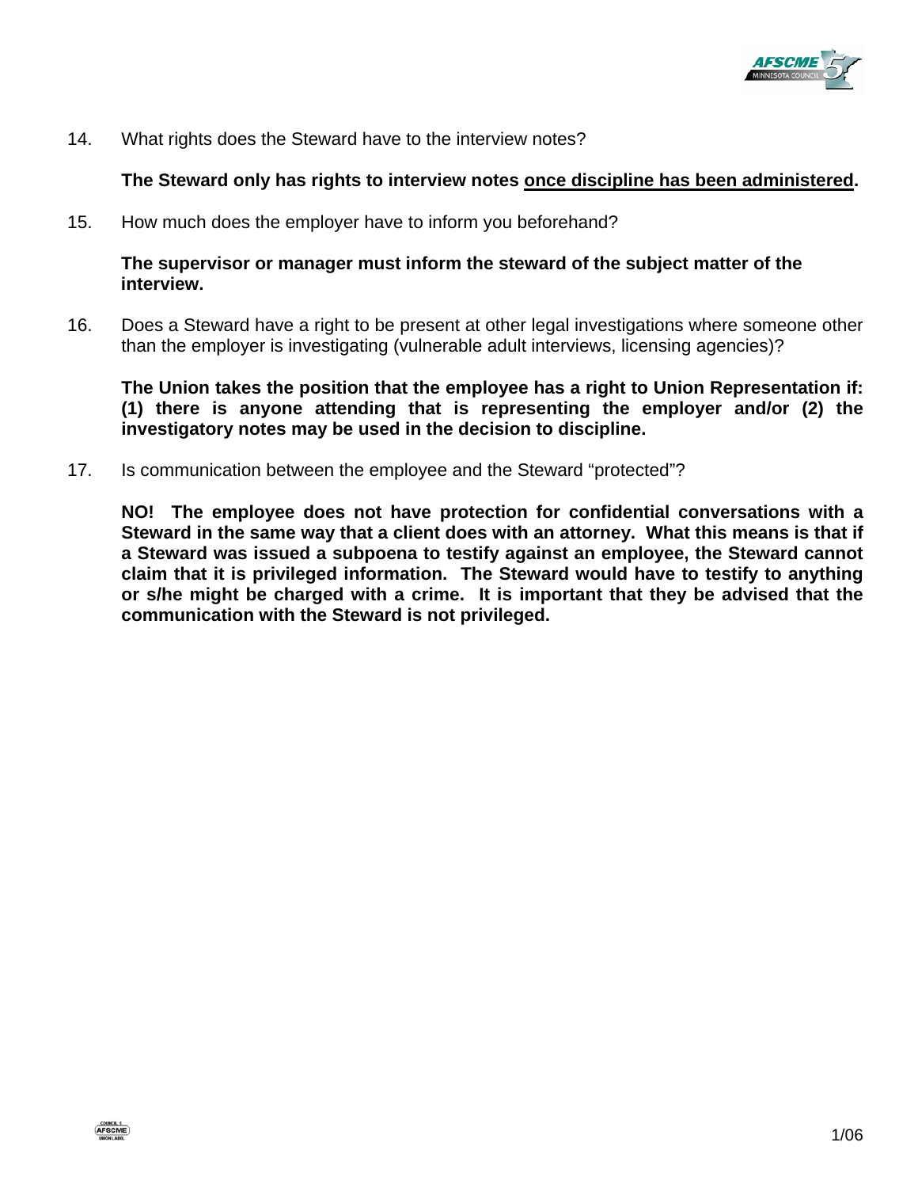14. What rights does the Steward have to the interview notes?

    **The Steward only has rights to interview notes <u>once discipline has been administered</u>.**

15. How much does the employer have to inform you beforehand?

    **The supervisor or manager must inform the steward of the subject matter of the interview.**

16. Does a Steward have a right to be present at other legal investigations where someone other than the employer is investigating (vulnerable adult interviews, licensing agencies)?

    **The Union takes the position that the employee has a right to Union Representation if: (1) there is anyone attending that is representing the employer and/or (2) the investigatory notes may be used in the decision to discipline.**

17. Is communication between the employee and the Steward "protected"?

    **NO! The employee does not have protection for confidential conversations with a Steward in the same way that a client does with an attorney. What this means is that if a Steward was issued a subpoena to testify against an employee, the Steward cannot claim that it is privileged information. The Steward would have to testify to anything or s/he might be charged with a crime. It is important that they be advised that the communication with the Steward is not privileged.**